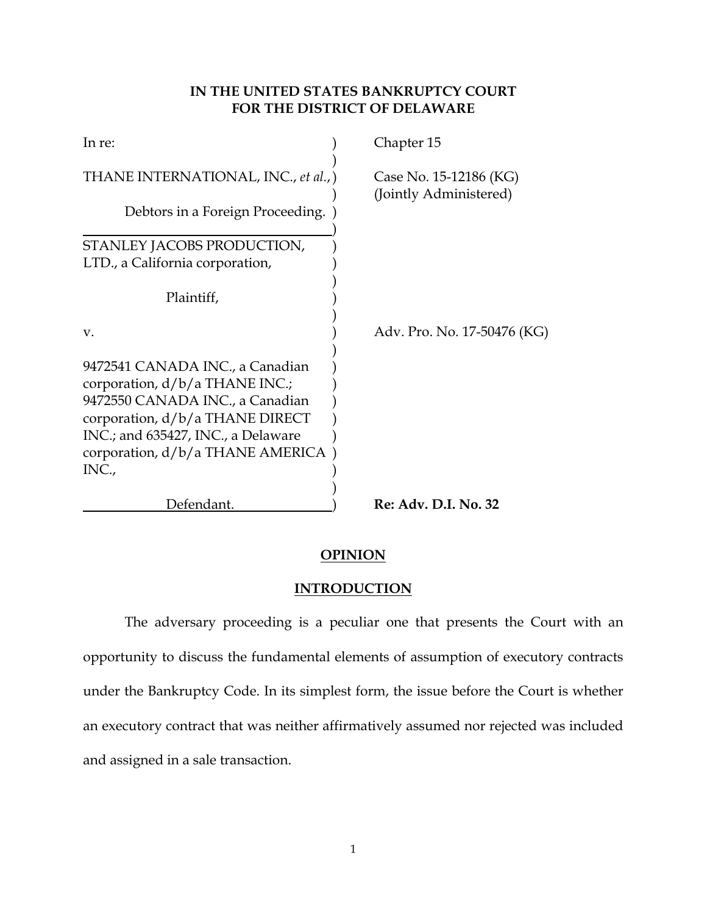**IN THE UNITED STATES BANKRUPTCY COURT**
**FOR THE DISTRICT OF DELAWARE**

| | | |
|---|---|---|
| In re: | ) | Chapter 15 |
| | ) | |
| THANE INTERNATIONAL, INC., *et al.*, | ) | Case No. 15-12186 (KG) |
| | ) | (Jointly Administered) |
| Debtors in a Foreign Proceeding. | ) | |
| | ) | |
| STANLEY JACOBS PRODUCTION, LTD., a California corporation, | ) | |
| | ) | |
| Plaintiff, | ) | |
| | ) | |
| v. | ) | Adv. Pro. No. 17-50476 (KG) |
| | ) | |
| 9472541 CANADA INC., a Canadian corporation, d/b/a THANE INC.; 9472550 CANADA INC., a Canadian corporation, d/b/a THANE DIRECT INC.; and 635427, INC., a Delaware corporation, d/b/a THANE AMERICA INC., | ) | |
| | ) | |
| Defendant. | ) | **Re: Adv. D.I. No. 32** |

## OPINION

## INTRODUCTION

The adversary proceeding is a peculiar one that presents the Court with an opportunity to discuss the fundamental elements of assumption of executory contracts under the Bankruptcy Code. In its simplest form, the issue before the Court is whether an executory contract that was neither affirmatively assumed nor rejected was included and assigned in a sale transaction.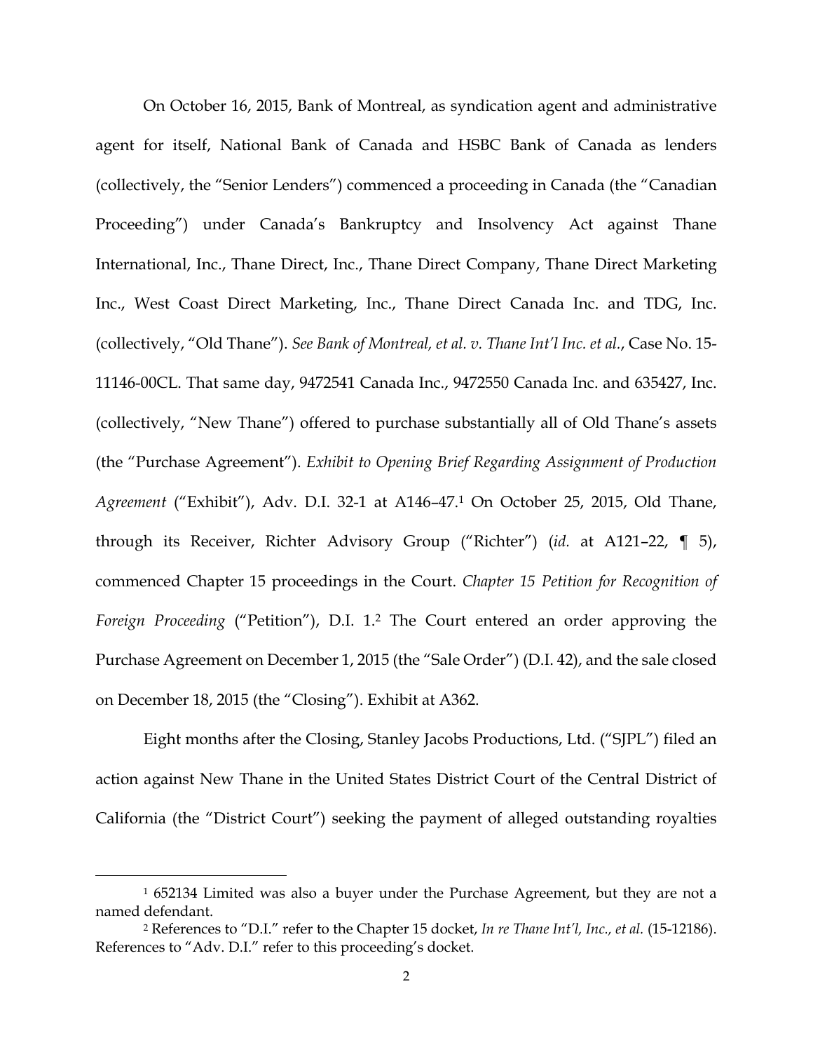On October 16, 2015, Bank of Montreal, as syndication agent and administrative agent for itself, National Bank of Canada and HSBC Bank of Canada as lenders (collectively, the "Senior Lenders") commenced a proceeding in Canada (the "Canadian Proceeding") under Canada's Bankruptcy and Insolvency Act against Thane International, Inc., Thane Direct, Inc., Thane Direct Company, Thane Direct Marketing Inc., West Coast Direct Marketing, Inc., Thane Direct Canada Inc. and TDG, Inc. (collectively, "Old Thane"). *See Bank of Montreal, et al. v. Thane Int'l Inc. et al.*, Case No. 15-11146-00CL. That same day, 9472541 Canada Inc., 9472550 Canada Inc. and 635427, Inc. (collectively, "New Thane") offered to purchase substantially all of Old Thane's assets (the "Purchase Agreement"). *Exhibit to Opening Brief Regarding Assignment of Production Agreement* ("Exhibit"), Adv. D.I. 32-1 at A146–47.[1] On October 25, 2015, Old Thane, through its Receiver, Richter Advisory Group ("Richter") (*id.* at A121–22, ¶ 5), commenced Chapter 15 proceedings in the Court. *Chapter 15 Petition for Recognition of Foreign Proceeding* ("Petition"), D.I. 1.[2] The Court entered an order approving the Purchase Agreement on December 1, 2015 (the "Sale Order") (D.I. 42), and the sale closed on December 18, 2015 (the "Closing"). Exhibit at A362.

Eight months after the Closing, Stanley Jacobs Productions, Ltd. ("SJPL") filed an action against New Thane in the United States District Court of the Central District of California (the "District Court") seeking the payment of alleged outstanding royalties

[1] 652134 Limited was also a buyer under the Purchase Agreement, but they are not a named defendant.

[2] References to "D.I." refer to the Chapter 15 docket, *In re Thane Int'l, Inc., et al.* (15-12186). References to "Adv. D.I." refer to this proceeding's docket.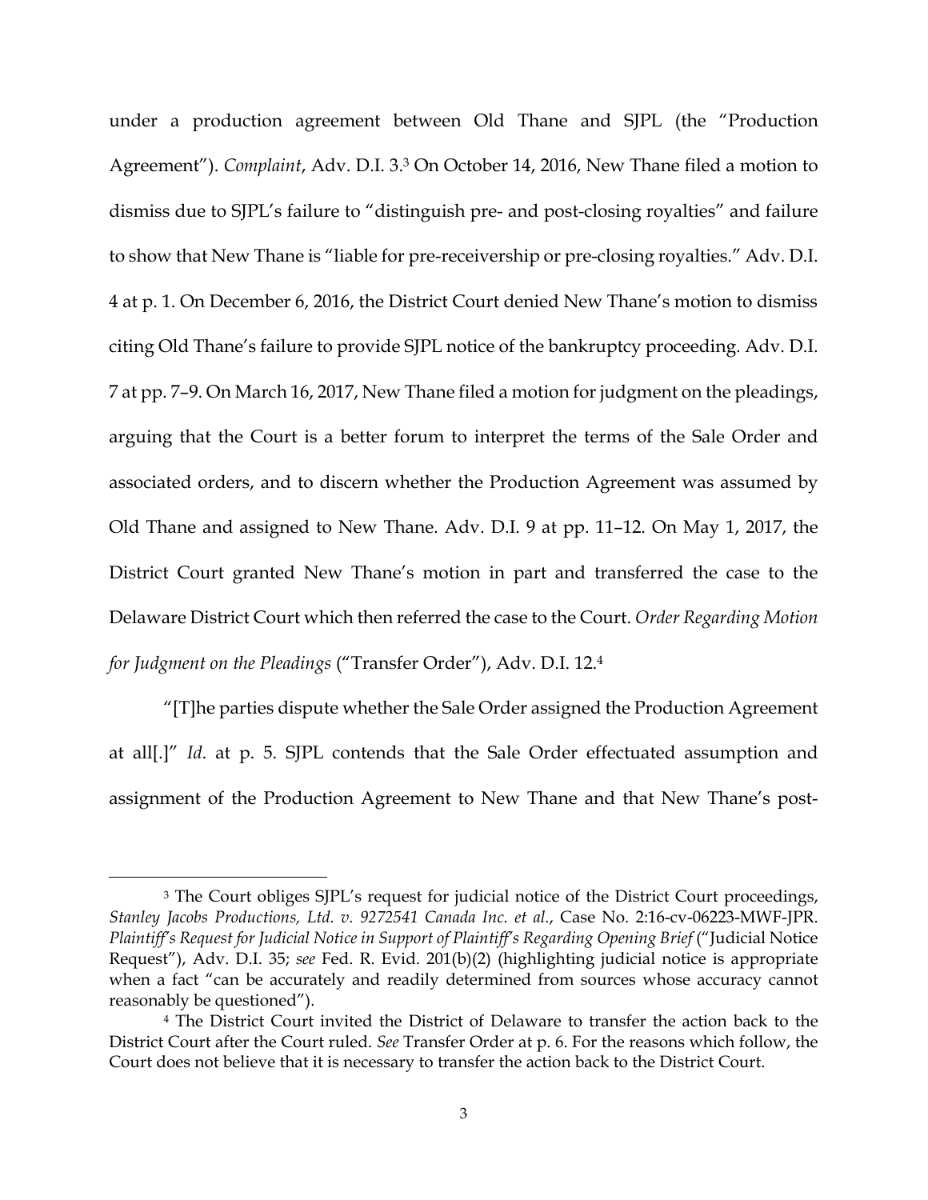under a production agreement between Old Thane and SJPL (the "Production Agreement"). *Complaint*, Adv. D.I. 3.[3] On October 14, 2016, New Thane filed a motion to dismiss due to SJPL's failure to "distinguish pre- and post-closing royalties" and failure to show that New Thane is "liable for pre-receivership or pre-closing royalties." Adv. D.I. 4 at p. 1. On December 6, 2016, the District Court denied New Thane's motion to dismiss citing Old Thane's failure to provide SJPL notice of the bankruptcy proceeding. Adv. D.I. 7 at pp. 7–9. On March 16, 2017, New Thane filed a motion for judgment on the pleadings, arguing that the Court is a better forum to interpret the terms of the Sale Order and associated orders, and to discern whether the Production Agreement was assumed by Old Thane and assigned to New Thane. Adv. D.I. 9 at pp. 11–12. On May 1, 2017, the District Court granted New Thane's motion in part and transferred the case to the Delaware District Court which then referred the case to the Court. *Order Regarding Motion for Judgment on the Pleadings* ("Transfer Order"), Adv. D.I. 12.[4]

"[T]he parties dispute whether the Sale Order assigned the Production Agreement at all[.]" *Id*. at p. 5. SJPL contends that the Sale Order effectuated assumption and assignment of the Production Agreement to New Thane and that New Thane's post-

---

[3] The Court obliges SJPL's request for judicial notice of the District Court proceedings, *Stanley Jacobs Productions, Ltd. v. 9272541 Canada Inc. et al.*, Case No. 2:16-cv-06223-MWF-JPR. *Plaintiff's Request for Judicial Notice in Support of Plaintiff's Regarding Opening Brief* ("Judicial Notice Request"), Adv. D.I. 35; *see* Fed. R. Evid. 201(b)(2) (highlighting judicial notice is appropriate when a fact "can be accurately and readily determined from sources whose accuracy cannot reasonably be questioned").

[4] The District Court invited the District of Delaware to transfer the action back to the District Court after the Court ruled. *See* Transfer Order at p. 6. For the reasons which follow, the Court does not believe that it is necessary to transfer the action back to the District Court.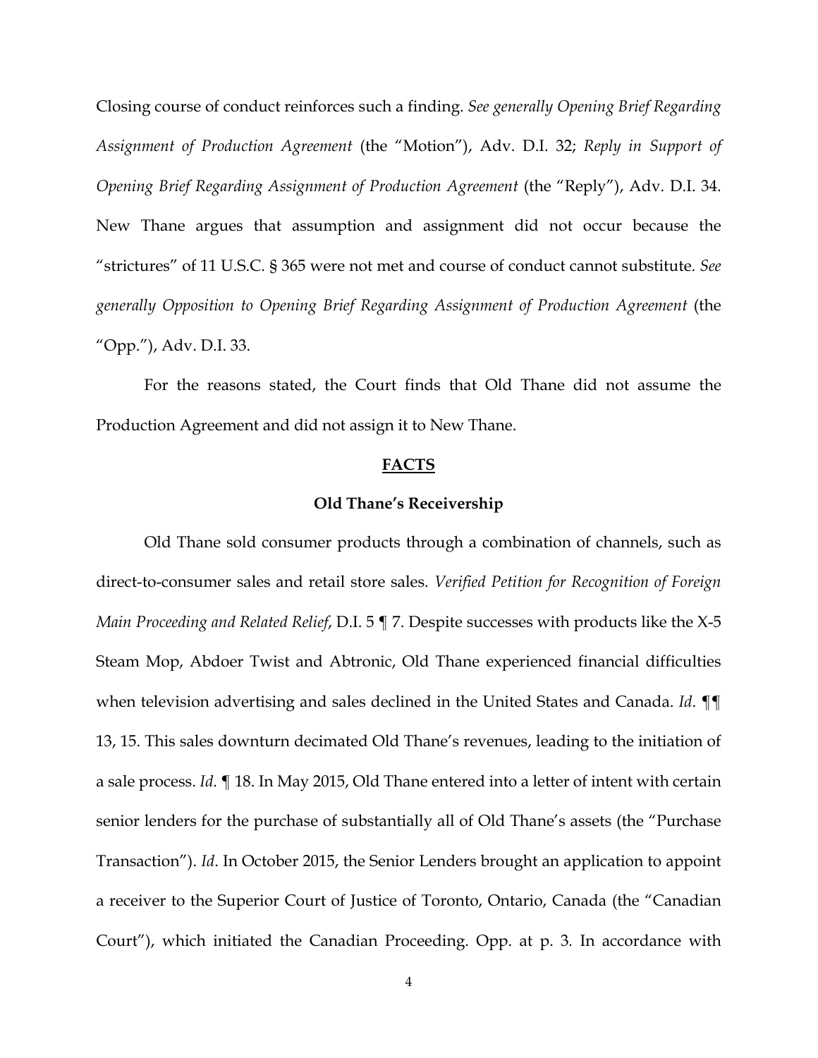Closing course of conduct reinforces such a finding. *See generally Opening Brief Regarding Assignment of Production Agreement* (the "Motion"), Adv. D.I. 32; *Reply in Support of Opening Brief Regarding Assignment of Production Agreement* (the "Reply"), Adv. D.I. 34. New Thane argues that assumption and assignment did not occur because the "strictures" of 11 U.S.C. § 365 were not met and course of conduct cannot substitute. *See generally Opposition to Opening Brief Regarding Assignment of Production Agreement* (the "Opp."), Adv. D.I. 33.

For the reasons stated, the Court finds that Old Thane did not assume the Production Agreement and did not assign it to New Thane.

## **FACTS**

### **Old Thane's Receivership**

Old Thane sold consumer products through a combination of channels, such as direct-to-consumer sales and retail store sales. *Verified Petition for Recognition of Foreign Main Proceeding and Related Relief*, D.I. 5 ¶ 7. Despite successes with products like the X-5 Steam Mop, Abdoer Twist and Abtronic, Old Thane experienced financial difficulties when television advertising and sales declined in the United States and Canada. *Id*. ¶¶ 13, 15. This sales downturn decimated Old Thane's revenues, leading to the initiation of a sale process. *Id*. ¶ 18. In May 2015, Old Thane entered into a letter of intent with certain senior lenders for the purchase of substantially all of Old Thane's assets (the "Purchase Transaction"). *Id*. In October 2015, the Senior Lenders brought an application to appoint a receiver to the Superior Court of Justice of Toronto, Ontario, Canada (the "Canadian Court"), which initiated the Canadian Proceeding. Opp. at p. 3. In accordance with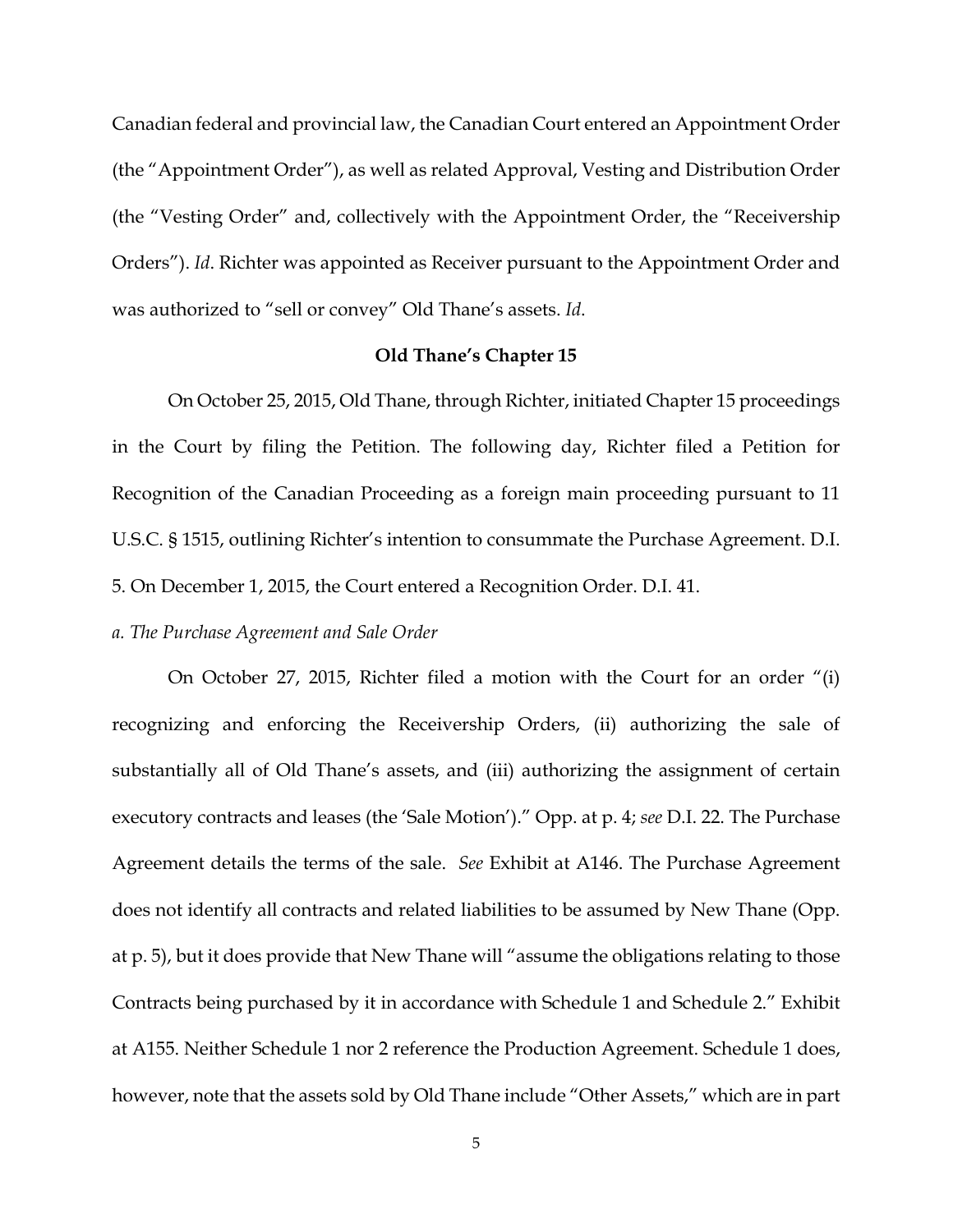Canadian federal and provincial law, the Canadian Court entered an Appointment Order (the "Appointment Order"), as well as related Approval, Vesting and Distribution Order (the "Vesting Order" and, collectively with the Appointment Order, the "Receivership Orders"). *Id*. Richter was appointed as Receiver pursuant to the Appointment Order and was authorized to "sell or convey" Old Thane's assets. *Id*.

**Old Thane's Chapter 15**

On October 25, 2015, Old Thane, through Richter, initiated Chapter 15 proceedings in the Court by filing the Petition. The following day, Richter filed a Petition for Recognition of the Canadian Proceeding as a foreign main proceeding pursuant to 11 U.S.C. § 1515, outlining Richter's intention to consummate the Purchase Agreement. D.I. 5. On December 1, 2015, the Court entered a Recognition Order. D.I. 41.

*a. The Purchase Agreement and Sale Order*

On October 27, 2015, Richter filed a motion with the Court for an order "(i) recognizing and enforcing the Receivership Orders, (ii) authorizing the sale of substantially all of Old Thane's assets, and (iii) authorizing the assignment of certain executory contracts and leases (the 'Sale Motion')." Opp. at p. 4; *see* D.I. 22. The Purchase Agreement details the terms of the sale. *See* Exhibit at A146. The Purchase Agreement does not identify all contracts and related liabilities to be assumed by New Thane (Opp. at p. 5), but it does provide that New Thane will "assume the obligations relating to those Contracts being purchased by it in accordance with Schedule 1 and Schedule 2." Exhibit at A155. Neither Schedule 1 nor 2 reference the Production Agreement. Schedule 1 does, however, note that the assets sold by Old Thane include "Other Assets," which are in part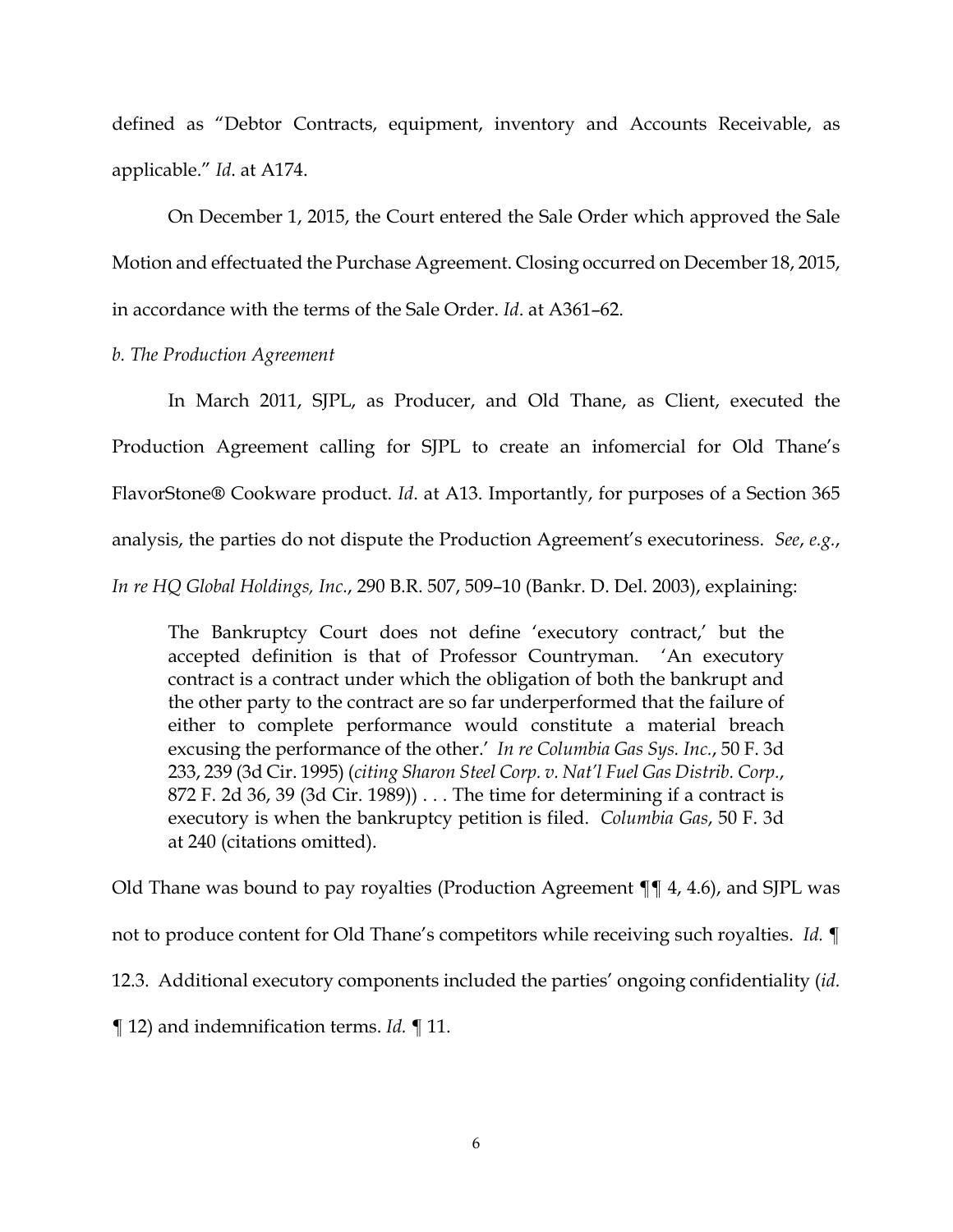defined as "Debtor Contracts, equipment, inventory and Accounts Receivable, as applicable." *Id*. at A174.

On December 1, 2015, the Court entered the Sale Order which approved the Sale Motion and effectuated the Purchase Agreement. Closing occurred on December 18, 2015, in accordance with the terms of the Sale Order. *Id*. at A361–62.

*b. The Production Agreement*

In March 2011, SJPL, as Producer, and Old Thane, as Client, executed the Production Agreement calling for SJPL to create an infomercial for Old Thane's FlavorStone® Cookware product. *Id*. at A13. Importantly, for purposes of a Section 365 analysis, the parties do not dispute the Production Agreement's executoriness. *See*, *e.g.*, *In re HQ Global Holdings, Inc.*, 290 B.R. 507, 509–10 (Bankr. D. Del. 2003), explaining:

> The Bankruptcy Court does not define 'executory contract,' but the accepted definition is that of Professor Countryman. 'An executory contract is a contract under which the obligation of both the bankrupt and the other party to the contract are so far underperformed that the failure of either to complete performance would constitute a material breach excusing the performance of the other.' *In re Columbia Gas Sys. Inc.*, 50 F. 3d 233, 239 (3d Cir. 1995) (*citing Sharon Steel Corp. v. Nat'l Fuel Gas Distrib. Corp.*, 872 F. 2d 36, 39 (3d Cir. 1989)) . . . The time for determining if a contract is executory is when the bankruptcy petition is filed. *Columbia Gas*, 50 F. 3d at 240 (citations omitted).

Old Thane was bound to pay royalties (Production Agreement ¶¶ 4, 4.6), and SJPL was not to produce content for Old Thane's competitors while receiving such royalties. *Id.* ¶ 12.3. Additional executory components included the parties' ongoing confidentiality (*id.* ¶ 12) and indemnification terms. *Id.* ¶ 11.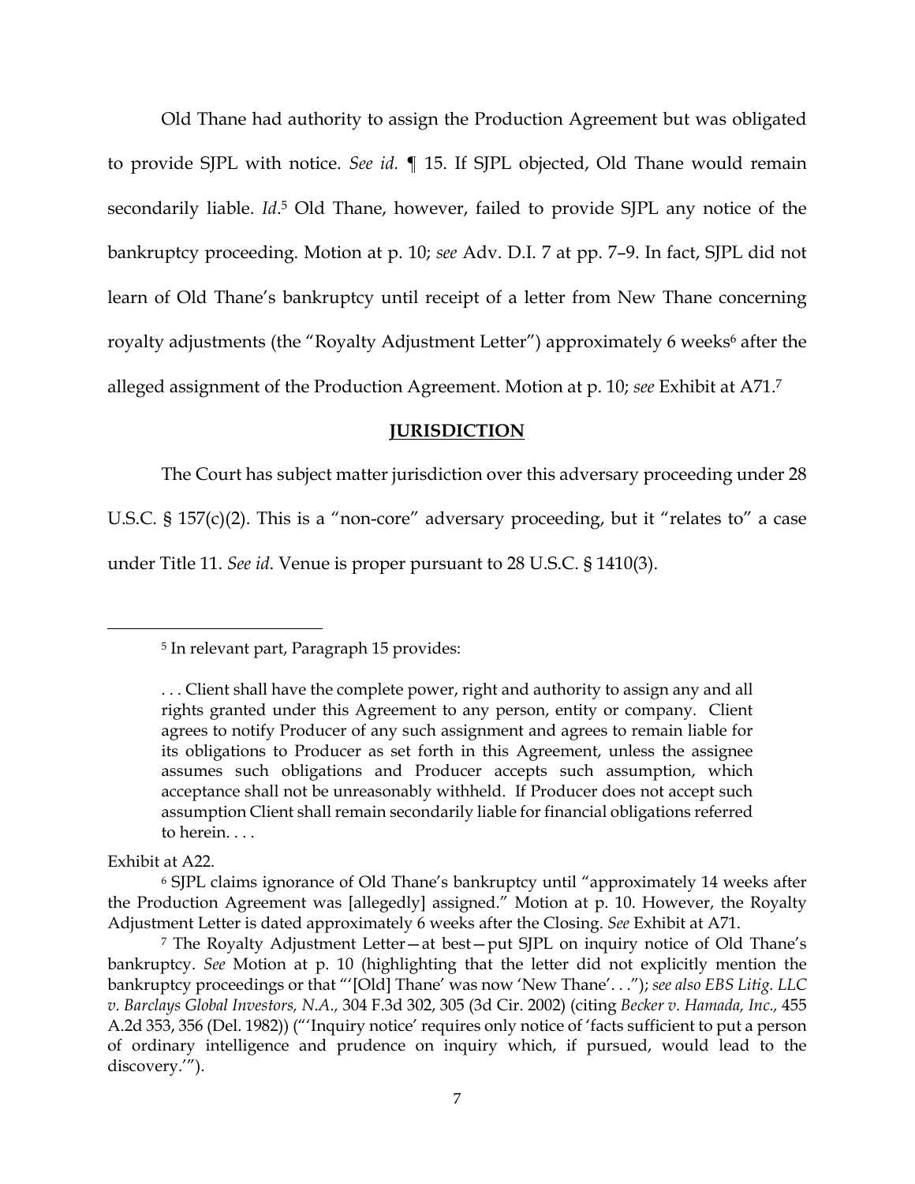Old Thane had authority to assign the Production Agreement but was obligated to provide SJPL with notice. *See id.* ¶ 15. If SJPL objected, Old Thane would remain secondarily liable. *Id*.[5] Old Thane, however, failed to provide SJPL any notice of the bankruptcy proceeding. Motion at p. 10; *see* Adv. D.I. 7 at pp. 7–9. In fact, SJPL did not learn of Old Thane's bankruptcy until receipt of a letter from New Thane concerning royalty adjustments (the "Royalty Adjustment Letter") approximately 6 weeks[6] after the alleged assignment of the Production Agreement. Motion at p. 10; *see* Exhibit at A71.[7]

## JURISDICTION

The Court has subject matter jurisdiction over this adversary proceeding under 28 U.S.C. § 157(c)(2). This is a "non-core" adversary proceeding, but it "relates to" a case under Title 11. *See id*. Venue is proper pursuant to 28 U.S.C. § 1410(3).

---

[5] In relevant part, Paragraph 15 provides:

> . . . Client shall have the complete power, right and authority to assign any and all rights granted under this Agreement to any person, entity or company. Client agrees to notify Producer of any such assignment and agrees to remain liable for its obligations to Producer as set forth in this Agreement, unless the assignee assumes such obligations and Producer accepts such assumption, which acceptance shall not be unreasonably withheld. If Producer does not accept such assumption Client shall remain secondarily liable for financial obligations referred to herein. . . .

Exhibit at A22.

[6] SJPL claims ignorance of Old Thane's bankruptcy until "approximately 14 weeks after the Production Agreement was [allegedly] assigned." Motion at p. 10. However, the Royalty Adjustment Letter is dated approximately 6 weeks after the Closing. *See* Exhibit at A71.

[7] The Royalty Adjustment Letter—at best—put SJPL on inquiry notice of Old Thane's bankruptcy. *See* Motion at p. 10 (highlighting that the letter did not explicitly mention the bankruptcy proceedings or that "'[Old] Thane' was now 'New Thane'. . ."); *see also EBS Litig. LLC v. Barclays Global Investors, N.A.*, 304 F.3d 302, 305 (3d Cir. 2002) (citing *Becker v. Hamada, Inc.*, 455 A.2d 353, 356 (Del. 1982)) ("'Inquiry notice' requires only notice of 'facts sufficient to put a person of ordinary intelligence and prudence on inquiry which, if pursued, would lead to the discovery.'").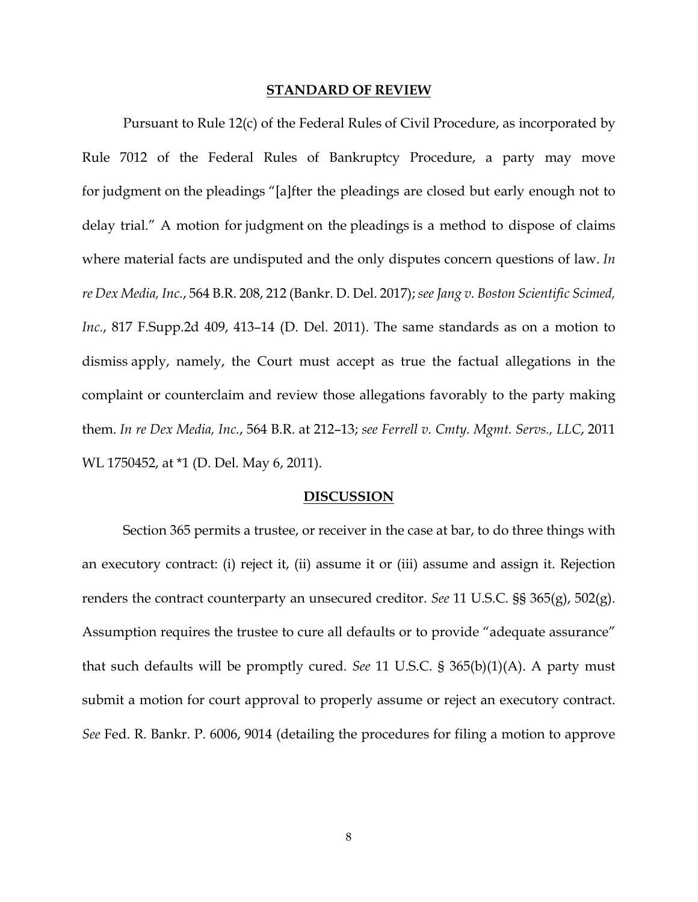## STANDARD OF REVIEW

Pursuant to Rule 12(c) of the Federal Rules of Civil Procedure, as incorporated by Rule 7012 of the Federal Rules of Bankruptcy Procedure, a party may move for judgment on the pleadings "[a]fter the pleadings are closed but early enough not to delay trial." A motion for judgment on the pleadings is a method to dispose of claims where material facts are undisputed and the only disputes concern questions of law. *In re Dex Media, Inc.*, 564 B.R. 208, 212 (Bankr. D. Del. 2017); *see Jang v. Boston Scientific Scimed, Inc.*, 817 F.Supp.2d 409, 413–14 (D. Del. 2011). The same standards as on a motion to dismiss apply, namely, the Court must accept as true the factual allegations in the complaint or counterclaim and review those allegations favorably to the party making them. *In re Dex Media, Inc.*, 564 B.R. at 212–13; *see Ferrell v. Cmty. Mgmt. Servs., LLC*, 2011 WL 1750452, at *1 (D. Del. May 6, 2011).

## DISCUSSION

Section 365 permits a trustee, or receiver in the case at bar, to do three things with an executory contract: (i) reject it, (ii) assume it or (iii) assume and assign it. Rejection renders the contract counterparty an unsecured creditor. *See* 11 U.S.C. §§ 365(g), 502(g). Assumption requires the trustee to cure all defaults or to provide "adequate assurance" that such defaults will be promptly cured. *See* 11 U.S.C. § 365(b)(1)(A). A party must submit a motion for court approval to properly assume or reject an executory contract. *See* Fed. R. Bankr. P. 6006, 9014 (detailing the procedures for filing a motion to approve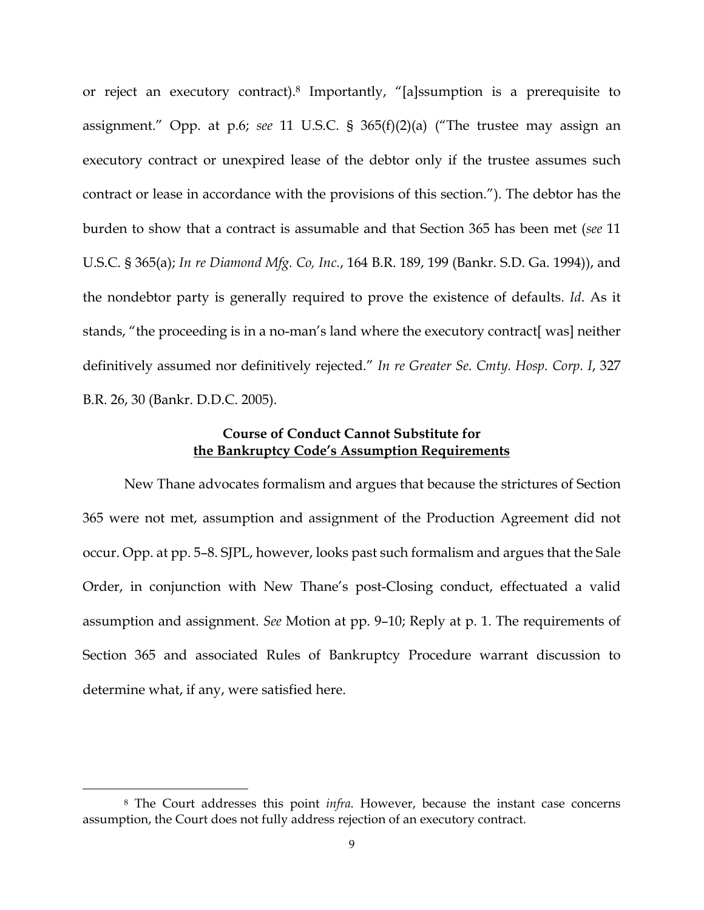or reject an executory contract).[8] Importantly, "[a]ssumption is a prerequisite to assignment." Opp. at p.6; *see* 11 U.S.C. § 365(f)(2)(a) ("The trustee may assign an executory contract or unexpired lease of the debtor only if the trustee assumes such contract or lease in accordance with the provisions of this section."). The debtor has the burden to show that a contract is assumable and that Section 365 has been met (*see* 11 U.S.C. § 365(a); *In re Diamond Mfg. Co, Inc.*, 164 B.R. 189, 199 (Bankr. S.D. Ga. 1994)), and the nondebtor party is generally required to prove the existence of defaults. *Id*. As it stands, "the proceeding is in a no-man's land where the executory contract[ was] neither definitively assumed nor definitively rejected." *In re Greater Se. Cmty. Hosp. Corp. I*, 327 B.R. 26, 30 (Bankr. D.D.C. 2005).

**Course of Conduct Cannot Substitute for**
**<u>the Bankruptcy Code's Assumption Requirements</u>**

New Thane advocates formalism and argues that because the strictures of Section 365 were not met, assumption and assignment of the Production Agreement did not occur. Opp. at pp. 5–8. SJPL, however, looks past such formalism and argues that the Sale Order, in conjunction with New Thane's post-Closing conduct, effectuated a valid assumption and assignment. *See* Motion at pp. 9–10; Reply at p. 1. The requirements of Section 365 and associated Rules of Bankruptcy Procedure warrant discussion to determine what, if any, were satisfied here.

---

[8] The Court addresses this point *infra*. However, because the instant case concerns assumption, the Court does not fully address rejection of an executory contract.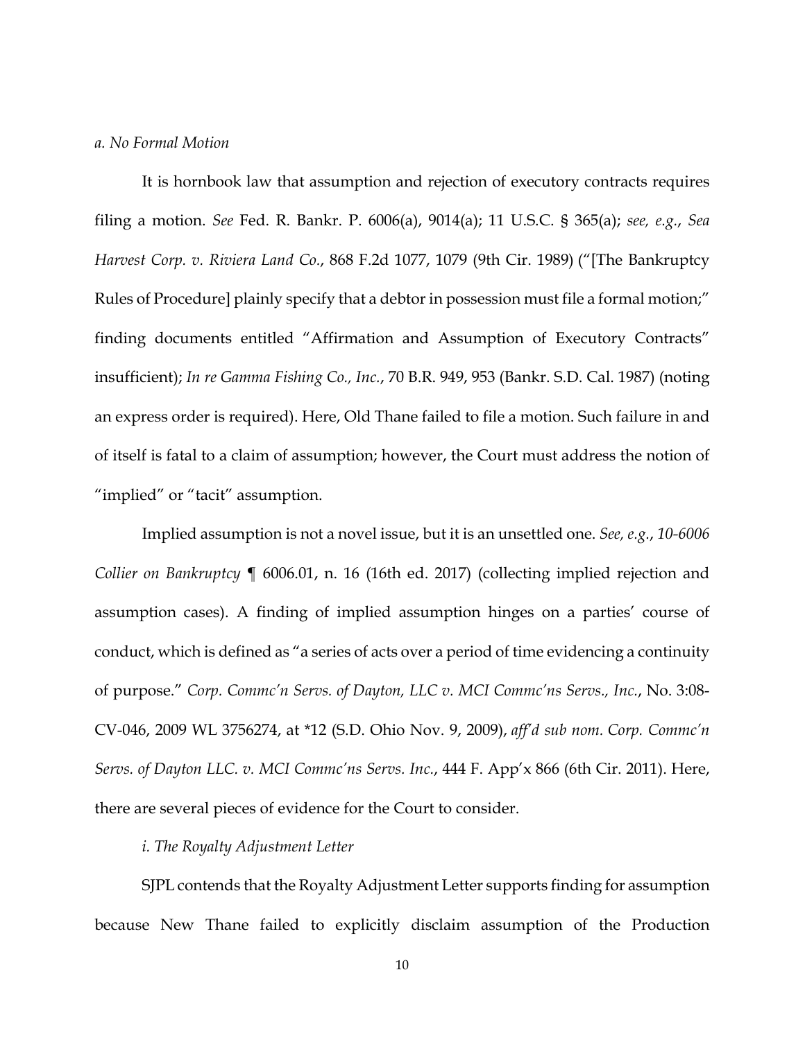*a. No Formal Motion*

It is hornbook law that assumption and rejection of executory contracts requires filing a motion. *See* Fed. R. Bankr. P. 6006(a), 9014(a); 11 U.S.C. § 365(a); *see, e.g.*, *Sea Harvest Corp. v. Riviera Land Co.*, 868 F.2d 1077, 1079 (9th Cir. 1989) ("[The Bankruptcy Rules of Procedure] plainly specify that a debtor in possession must file a formal motion;" finding documents entitled "Affirmation and Assumption of Executory Contracts" insufficient); *In re Gamma Fishing Co., Inc.*, 70 B.R. 949, 953 (Bankr. S.D. Cal. 1987) (noting an express order is required). Here, Old Thane failed to file a motion. Such failure in and of itself is fatal to a claim of assumption; however, the Court must address the notion of "implied" or "tacit" assumption.

Implied assumption is not a novel issue, but it is an unsettled one. *See, e.g.*, *10-6006 Collier on Bankruptcy* ¶ 6006.01, n. 16 (16th ed. 2017) (collecting implied rejection and assumption cases). A finding of implied assumption hinges on a parties' course of conduct, which is defined as "a series of acts over a period of time evidencing a continuity of purpose." *Corp. Commc'n Servs. of Dayton, LLC v. MCI Commc'ns Servs., Inc.*, No. 3:08-CV-046, 2009 WL 3756274, at *12 (S.D. Ohio Nov. 9, 2009), *aff'd sub nom. Corp. Commc'n Servs. of Dayton LLC. v. MCI Commc'ns Servs. Inc.*, 444 F. App'x 866 (6th Cir. 2011). Here, there are several pieces of evidence for the Court to consider.

*i. The Royalty Adjustment Letter*

SJPL contends that the Royalty Adjustment Letter supports finding for assumption because New Thane failed to explicitly disclaim assumption of the Production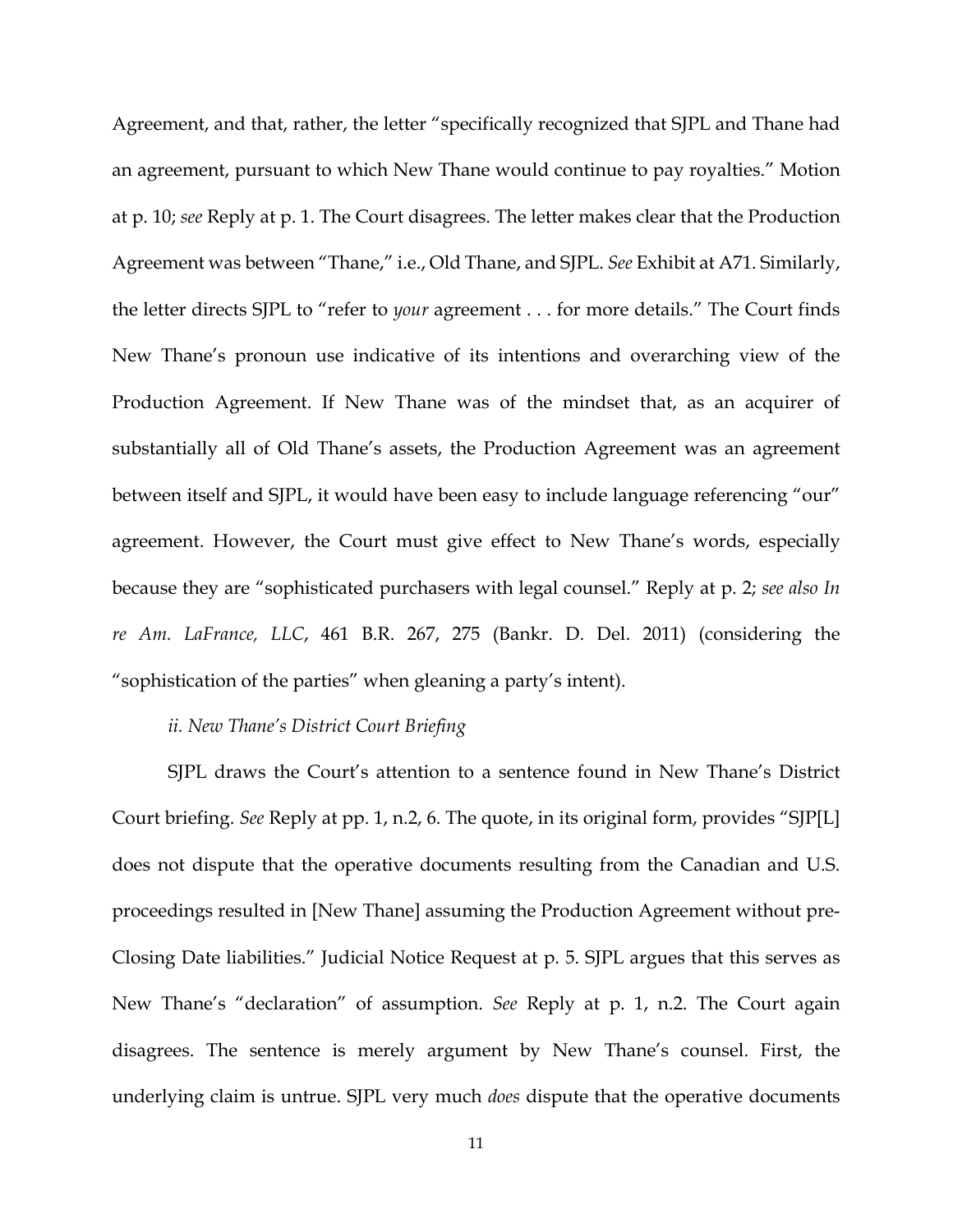Agreement, and that, rather, the letter "specifically recognized that SJPL and Thane had an agreement, pursuant to which New Thane would continue to pay royalties." Motion at p. 10; *see* Reply at p. 1. The Court disagrees. The letter makes clear that the Production Agreement was between "Thane," i.e., Old Thane, and SJPL. *See* Exhibit at A71. Similarly, the letter directs SJPL to "refer to *your* agreement . . . for more details." The Court finds New Thane's pronoun use indicative of its intentions and overarching view of the Production Agreement. If New Thane was of the mindset that, as an acquirer of substantially all of Old Thane's assets, the Production Agreement was an agreement between itself and SJPL, it would have been easy to include language referencing "our" agreement. However, the Court must give effect to New Thane's words, especially because they are "sophisticated purchasers with legal counsel." Reply at p. 2; *see also In re Am. LaFrance, LLC*, 461 B.R. 267, 275 (Bankr. D. Del. 2011) (considering the "sophistication of the parties" when gleaning a party's intent).

*ii. New Thane's District Court Briefing*

SJPL draws the Court's attention to a sentence found in New Thane's District Court briefing. *See* Reply at pp. 1, n.2, 6. The quote, in its original form, provides "SJP[L] does not dispute that the operative documents resulting from the Canadian and U.S. proceedings resulted in [New Thane] assuming the Production Agreement without pre-Closing Date liabilities." Judicial Notice Request at p. 5. SJPL argues that this serves as New Thane's "declaration" of assumption. *See* Reply at p. 1, n.2. The Court again disagrees. The sentence is merely argument by New Thane's counsel. First, the underlying claim is untrue. SJPL very much *does* dispute that the operative documents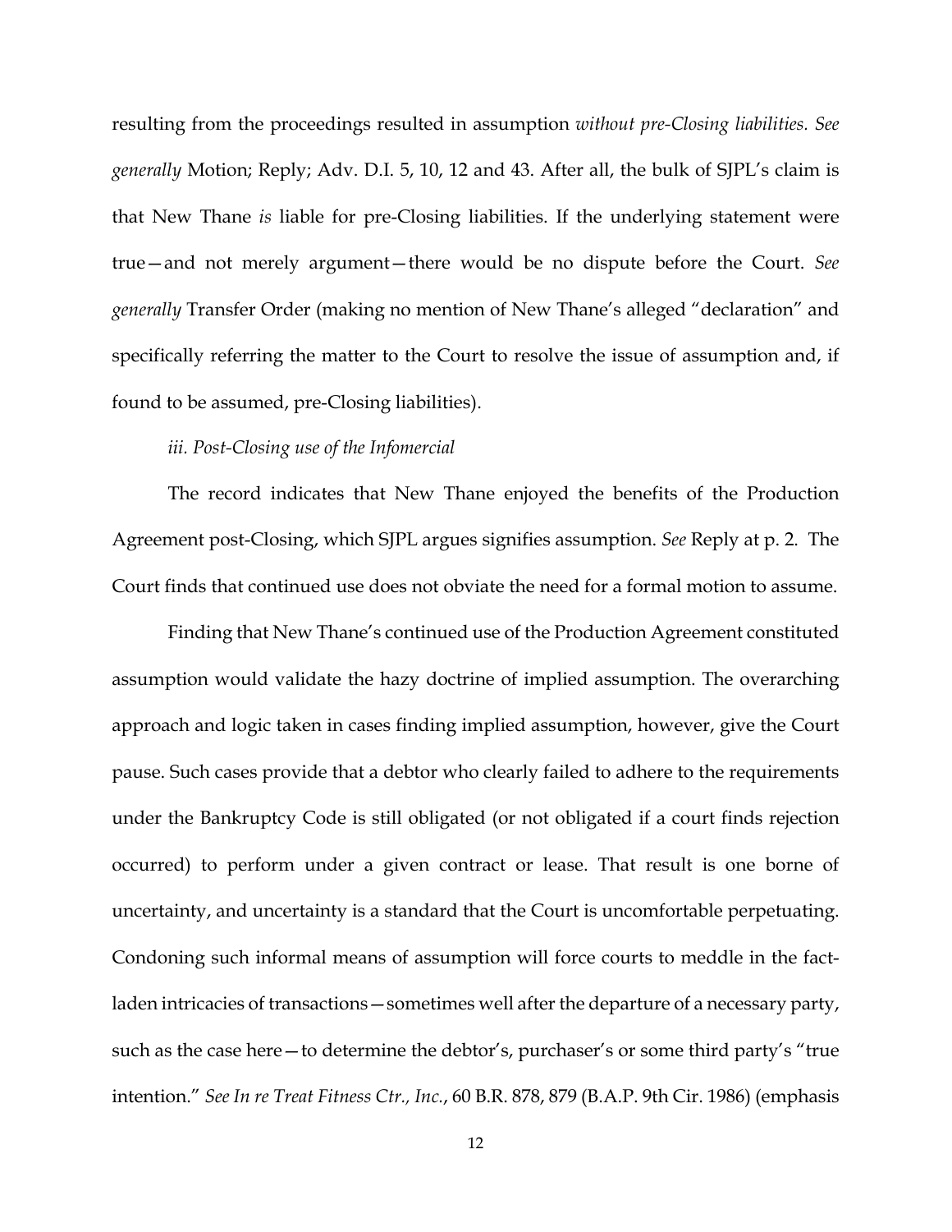resulting from the proceedings resulted in assumption *without pre-Closing liabilities. See generally* Motion; Reply; Adv. D.I. 5, 10, 12 and 43. After all, the bulk of SJPL's claim is that New Thane *is* liable for pre-Closing liabilities. If the underlying statement were true—and not merely argument—there would be no dispute before the Court. *See generally* Transfer Order (making no mention of New Thane's alleged "declaration" and specifically referring the matter to the Court to resolve the issue of assumption and, if found to be assumed, pre-Closing liabilities).

*iii. Post-Closing use of the Infomercial*

The record indicates that New Thane enjoyed the benefits of the Production Agreement post-Closing, which SJPL argues signifies assumption. *See* Reply at p. 2. The Court finds that continued use does not obviate the need for a formal motion to assume.

Finding that New Thane's continued use of the Production Agreement constituted assumption would validate the hazy doctrine of implied assumption. The overarching approach and logic taken in cases finding implied assumption, however, give the Court pause. Such cases provide that a debtor who clearly failed to adhere to the requirements under the Bankruptcy Code is still obligated (or not obligated if a court finds rejection occurred) to perform under a given contract or lease. That result is one borne of uncertainty, and uncertainty is a standard that the Court is uncomfortable perpetuating. Condoning such informal means of assumption will force courts to meddle in the fact-laden intricacies of transactions—sometimes well after the departure of a necessary party, such as the case here—to determine the debtor's, purchaser's or some third party's "true intention." *See In re Treat Fitness Ctr., Inc.*, 60 B.R. 878, 879 (B.A.P. 9th Cir. 1986) (emphasis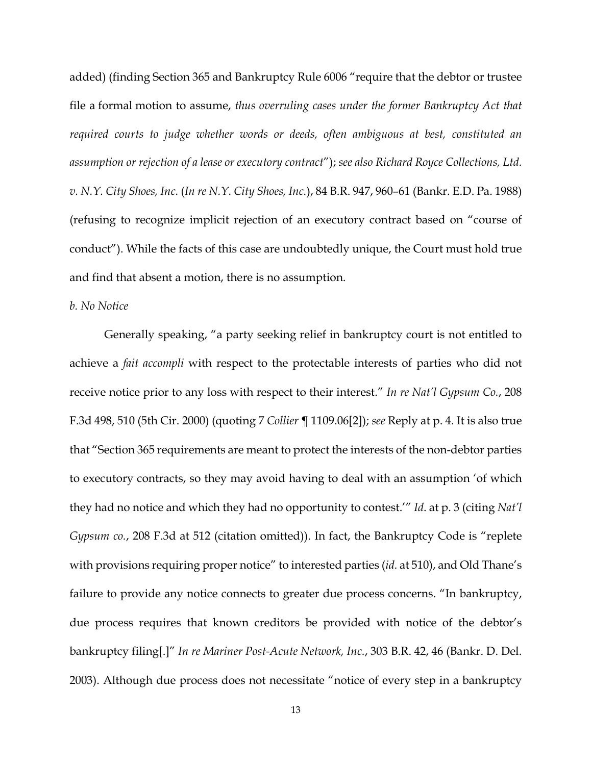added) (finding Section 365 and Bankruptcy Rule 6006 "require that the debtor or trustee file a formal motion to assume, *thus overruling cases under the former Bankruptcy Act that required courts to judge whether words or deeds, often ambiguous at best, constituted an assumption or rejection of a lease or executory contract*"); *see also Richard Royce Collections, Ltd. v. N.Y. City Shoes, Inc.* (*In re N.Y. City Shoes, Inc.*), 84 B.R. 947, 960–61 (Bankr. E.D. Pa. 1988) (refusing to recognize implicit rejection of an executory contract based on "course of conduct"). While the facts of this case are undoubtedly unique, the Court must hold true and find that absent a motion, there is no assumption.

*b. No Notice*

Generally speaking, "a party seeking relief in bankruptcy court is not entitled to achieve a *fait accompli* with respect to the protectable interests of parties who did not receive notice prior to any loss with respect to their interest." *In re Nat'l Gypsum Co.*, 208 F.3d 498, 510 (5th Cir. 2000) (quoting 7 *Collier* ¶ 1109.06[2]); *see* Reply at p. 4. It is also true that "Section 365 requirements are meant to protect the interests of the non-debtor parties to executory contracts, so they may avoid having to deal with an assumption 'of which they had no notice and which they had no opportunity to contest.'" *Id.* at p. 3 (citing *Nat'l Gypsum co.*, 208 F.3d at 512 (citation omitted)). In fact, the Bankruptcy Code is "replete with provisions requiring proper notice" to interested parties (*id.* at 510), and Old Thane's failure to provide any notice connects to greater due process concerns. "In bankruptcy, due process requires that known creditors be provided with notice of the debtor's bankruptcy filing[.]" *In re Mariner Post-Acute Network, Inc.*, 303 B.R. 42, 46 (Bankr. D. Del. 2003). Although due process does not necessitate "notice of every step in a bankruptcy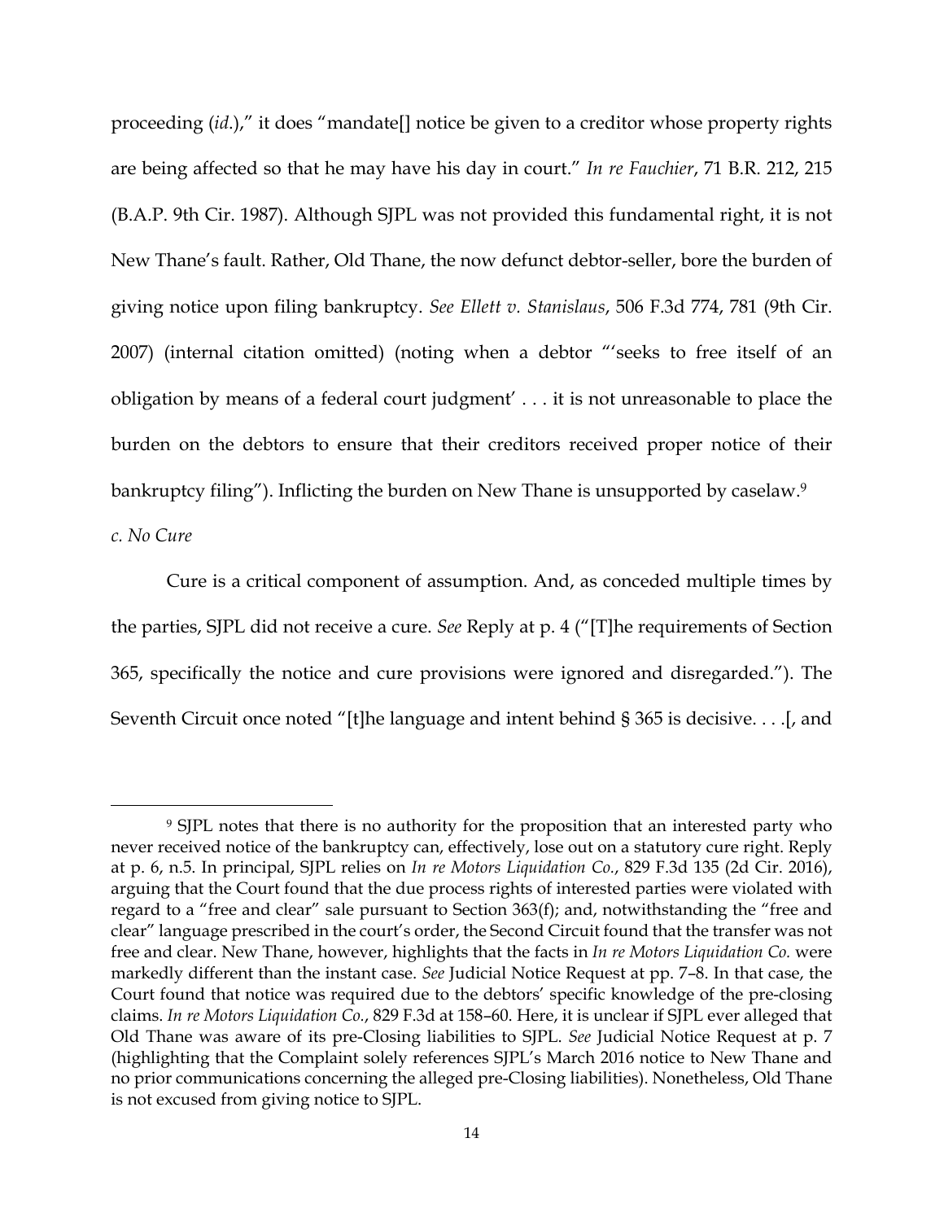proceeding (*id*.)," it does "mandate[] notice be given to a creditor whose property rights are being affected so that he may have his day in court." *In re Fauchier*, 71 B.R. 212, 215 (B.A.P. 9th Cir. 1987). Although SJPL was not provided this fundamental right, it is not New Thane's fault. Rather, Old Thane, the now defunct debtor-seller, bore the burden of giving notice upon filing bankruptcy. *See Ellett v. Stanislaus*, 506 F.3d 774, 781 (9th Cir. 2007) (internal citation omitted) (noting when a debtor "'seeks to free itself of an obligation by means of a federal court judgment' . . . it is not unreasonable to place the burden on the debtors to ensure that their creditors received proper notice of their bankruptcy filing"). Inflicting the burden on New Thane is unsupported by caselaw.[9]

*c. No Cure*

Cure is a critical component of assumption. And, as conceded multiple times by the parties, SJPL did not receive a cure. *See* Reply at p. 4 ("[T]he requirements of Section 365, specifically the notice and cure provisions were ignored and disregarded."). The Seventh Circuit once noted "[t]he language and intent behind § 365 is decisive. . . .[, and

[9] SJPL notes that there is no authority for the proposition that an interested party who never received notice of the bankruptcy can, effectively, lose out on a statutory cure right. Reply at p. 6, n.5. In principal, SJPL relies on *In re Motors Liquidation Co.*, 829 F.3d 135 (2d Cir. 2016), arguing that the Court found that the due process rights of interested parties were violated with regard to a "free and clear" sale pursuant to Section 363(f); and, notwithstanding the "free and clear" language prescribed in the court's order, the Second Circuit found that the transfer was not free and clear. New Thane, however, highlights that the facts in *In re Motors Liquidation Co.* were markedly different than the instant case. *See* Judicial Notice Request at pp. 7–8. In that case, the Court found that notice was required due to the debtors' specific knowledge of the pre-closing claims. *In re Motors Liquidation Co.*, 829 F.3d at 158–60. Here, it is unclear if SJPL ever alleged that Old Thane was aware of its pre-Closing liabilities to SJPL. *See* Judicial Notice Request at p. 7 (highlighting that the Complaint solely references SJPL's March 2016 notice to New Thane and no prior communications concerning the alleged pre-Closing liabilities). Nonetheless, Old Thane is not excused from giving notice to SJPL.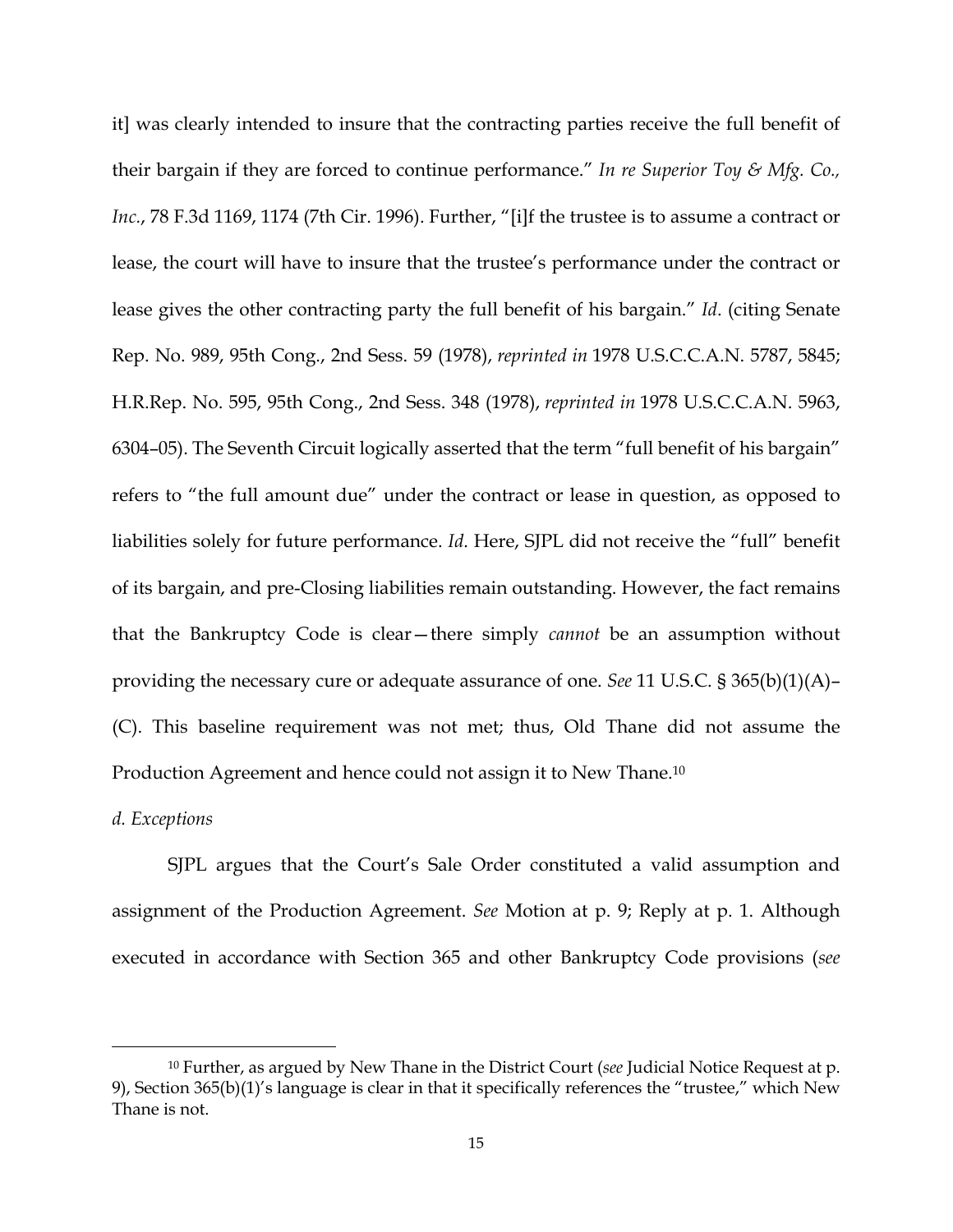it] was clearly intended to insure that the contracting parties receive the full benefit of their bargain if they are forced to continue performance." *In re Superior Toy & Mfg. Co., Inc.*, 78 F.3d 1169, 1174 (7th Cir. 1996). Further, "[i]f the trustee is to assume a contract or lease, the court will have to insure that the trustee's performance under the contract or lease gives the other contracting party the full benefit of his bargain." *Id.* (citing Senate Rep. No. 989, 95th Cong., 2nd Sess. 59 (1978), *reprinted in* 1978 U.S.C.C.A.N. 5787, 5845; H.R.Rep. No. 595, 95th Cong., 2nd Sess. 348 (1978), *reprinted in* 1978 U.S.C.C.A.N. 5963, 6304–05). The Seventh Circuit logically asserted that the term "full benefit of his bargain" refers to "the full amount due" under the contract or lease in question, as opposed to liabilities solely for future performance. *Id.* Here, SJPL did not receive the "full" benefit of its bargain, and pre-Closing liabilities remain outstanding. However, the fact remains that the Bankruptcy Code is clear—there simply *cannot* be an assumption without providing the necessary cure or adequate assurance of one. *See* 11 U.S.C. § 365(b)(1)(A)–(C). This baseline requirement was not met; thus, Old Thane did not assume the Production Agreement and hence could not assign it to New Thane.[10]

*d. Exceptions*

SJPL argues that the Court's Sale Order constituted a valid assumption and assignment of the Production Agreement. *See* Motion at p. 9; Reply at p. 1. Although executed in accordance with Section 365 and other Bankruptcy Code provisions (*see*

---

[10] Further, as argued by New Thane in the District Court (*see* Judicial Notice Request at p. 9), Section 365(b)(1)'s language is clear in that it specifically references the "trustee," which New Thane is not.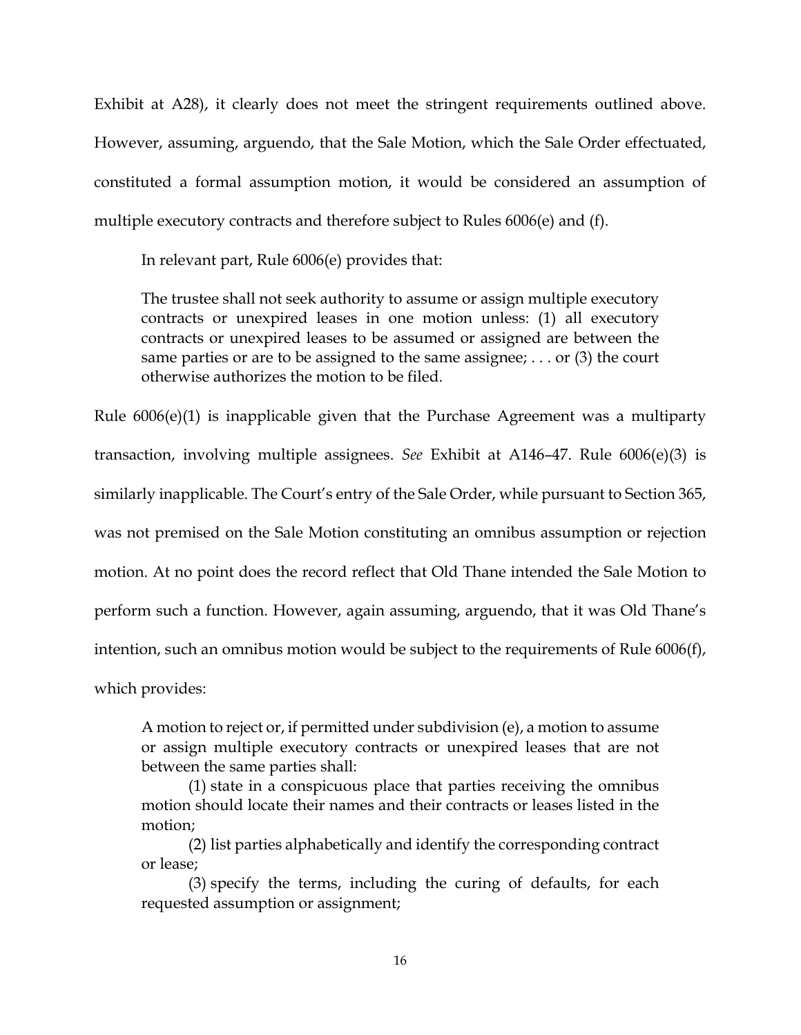Exhibit at A28), it clearly does not meet the stringent requirements outlined above. However, assuming, arguendo, that the Sale Motion, which the Sale Order effectuated, constituted a formal assumption motion, it would be considered an assumption of multiple executory contracts and therefore subject to Rules 6006(e) and (f).

In relevant part, Rule 6006(e) provides that:

> The trustee shall not seek authority to assume or assign multiple executory contracts or unexpired leases in one motion unless: (1) all executory contracts or unexpired leases to be assumed or assigned are between the same parties or are to be assigned to the same assignee; . . . or (3) the court otherwise authorizes the motion to be filed.

Rule 6006(e)(1) is inapplicable given that the Purchase Agreement was a multiparty transaction, involving multiple assignees. *See* Exhibit at A146–47. Rule 6006(e)(3) is similarly inapplicable. The Court's entry of the Sale Order, while pursuant to Section 365, was not premised on the Sale Motion constituting an omnibus assumption or rejection motion. At no point does the record reflect that Old Thane intended the Sale Motion to perform such a function. However, again assuming, arguendo, that it was Old Thane's intention, such an omnibus motion would be subject to the requirements of Rule 6006(f), which provides:

> A motion to reject or, if permitted under subdivision (e), a motion to assume or assign multiple executory contracts or unexpired leases that are not between the same parties shall:
>
> (1) state in a conspicuous place that parties receiving the omnibus motion should locate their names and their contracts or leases listed in the motion;
>
> (2) list parties alphabetically and identify the corresponding contract or lease;
>
> (3) specify the terms, including the curing of defaults, for each requested assumption or assignment;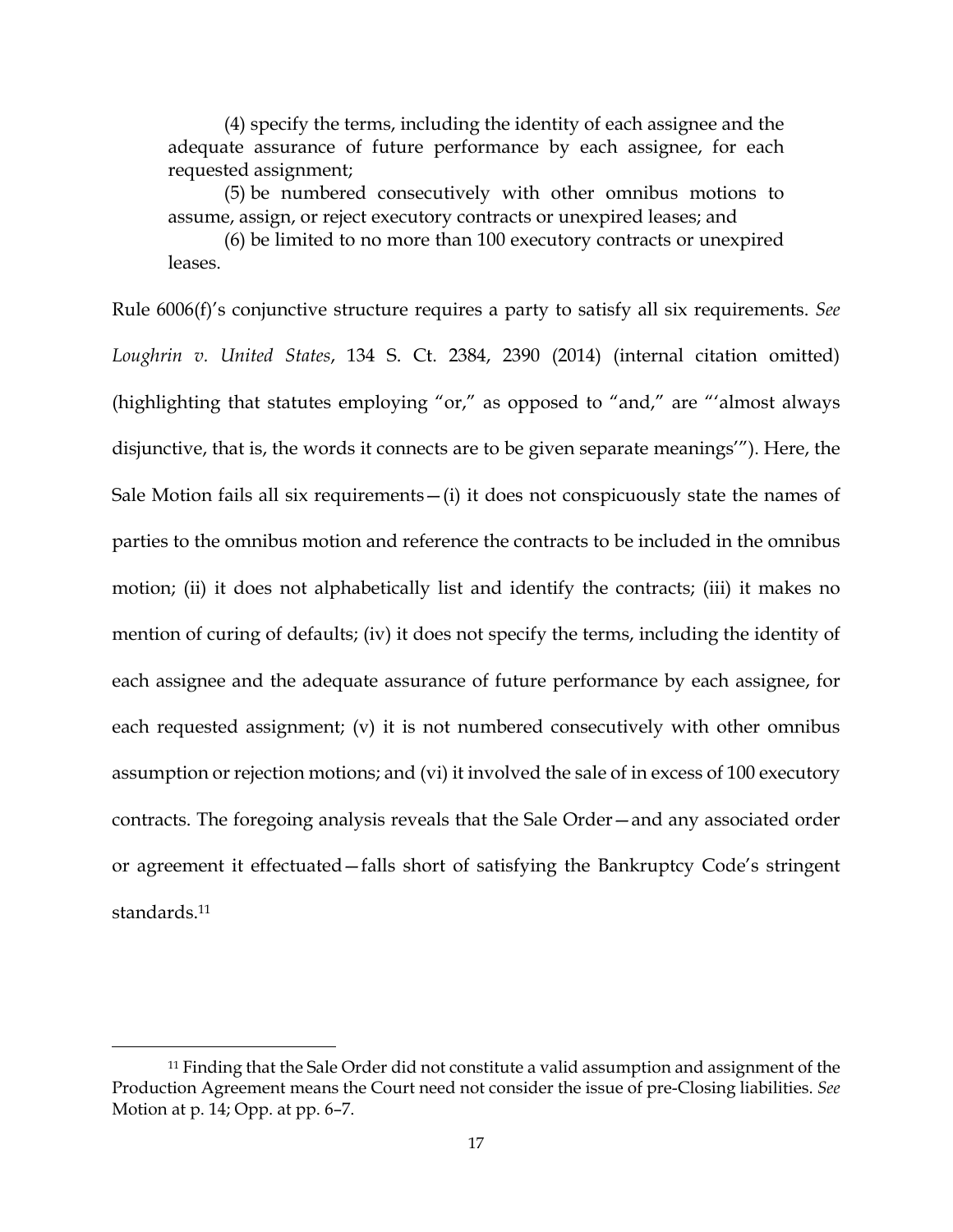(4) specify the terms, including the identity of each assignee and the adequate assurance of future performance by each assignee, for each requested assignment;

(5) be numbered consecutively with other omnibus motions to assume, assign, or reject executory contracts or unexpired leases; and

(6) be limited to no more than 100 executory contracts or unexpired leases.

Rule 6006(f)'s conjunctive structure requires a party to satisfy all six requirements. *See Loughrin v. United States*, 134 S. Ct. 2384, 2390 (2014) (internal citation omitted) (highlighting that statutes employing "or," as opposed to "and," are "'almost always disjunctive, that is, the words it connects are to be given separate meanings'"). Here, the Sale Motion fails all six requirements—(i) it does not conspicuously state the names of parties to the omnibus motion and reference the contracts to be included in the omnibus motion; (ii) it does not alphabetically list and identify the contracts; (iii) it makes no mention of curing of defaults; (iv) it does not specify the terms, including the identity of each assignee and the adequate assurance of future performance by each assignee, for each requested assignment; (v) it is not numbered consecutively with other omnibus assumption or rejection motions; and (vi) it involved the sale of in excess of 100 executory contracts. The foregoing analysis reveals that the Sale Order—and any associated order or agreement it effectuated—falls short of satisfying the Bankruptcy Code's stringent standards.[11]

---

[11] Finding that the Sale Order did not constitute a valid assumption and assignment of the Production Agreement means the Court need not consider the issue of pre-Closing liabilities. *See* Motion at p. 14; Opp. at pp. 6–7.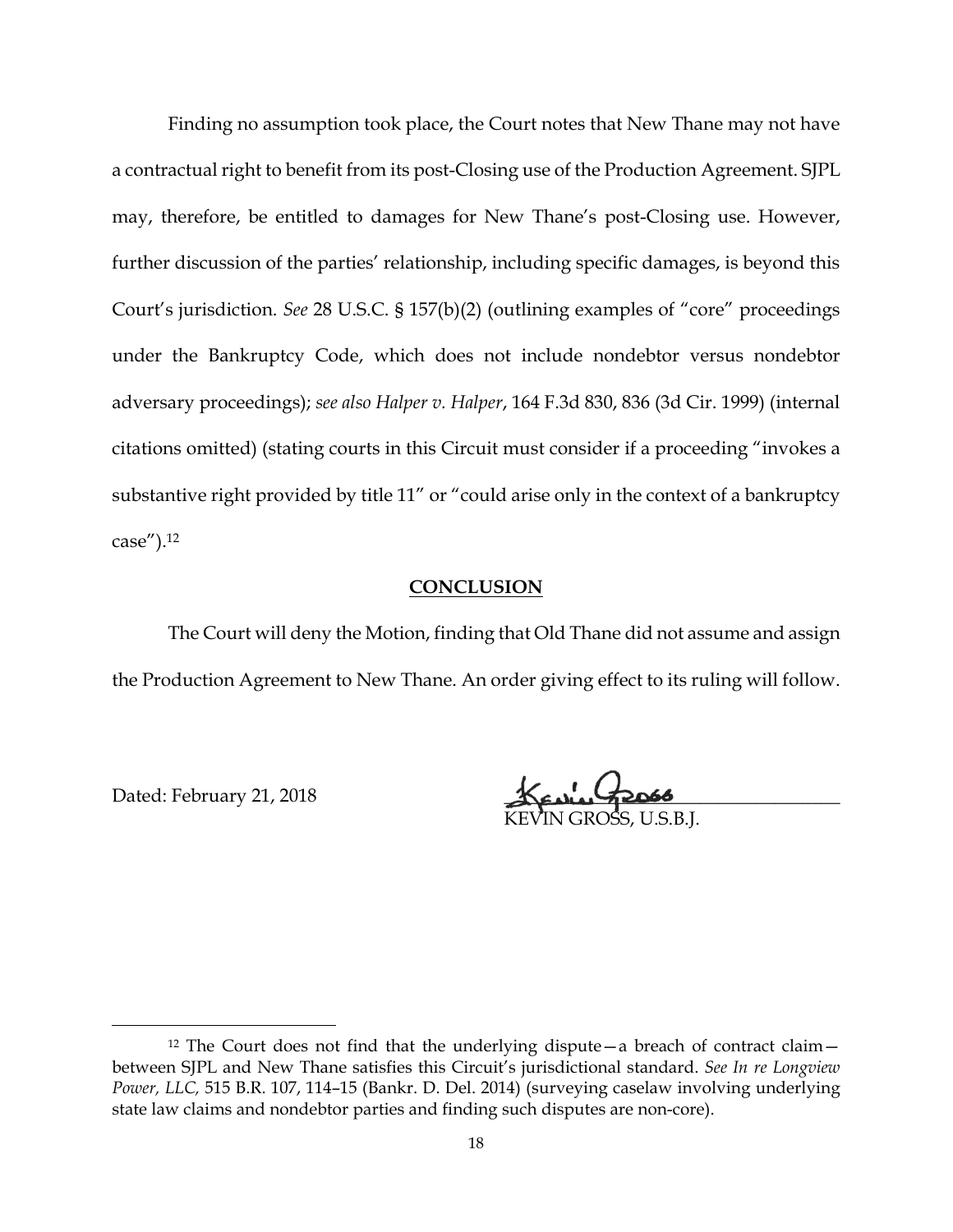Finding no assumption took place, the Court notes that New Thane may not have a contractual right to benefit from its post-Closing use of the Production Agreement. SJPL may, therefore, be entitled to damages for New Thane's post-Closing use. However, further discussion of the parties' relationship, including specific damages, is beyond this Court's jurisdiction. *See* 28 U.S.C. § 157(b)(2) (outlining examples of "core" proceedings under the Bankruptcy Code, which does not include nondebtor versus nondebtor adversary proceedings); *see also Halper v. Halper*, 164 F.3d 830, 836 (3d Cir. 1999) (internal citations omitted) (stating courts in this Circuit must consider if a proceeding "invokes a substantive right provided by title 11" or "could arise only in the context of a bankruptcy case").[12]

## CONCLUSION

The Court will deny the Motion, finding that Old Thane did not assume and assign the Production Agreement to New Thane. An order giving effect to its ruling will follow.

Dated: February 21, 2018

KEVIN GROSS, U.S.B.J.

---

[12] The Court does not find that the underlying dispute—a breach of contract claim—between SJPL and New Thane satisfies this Circuit's jurisdictional standard. *See In re Longview Power, LLC*, 515 B.R. 107, 114–15 (Bankr. D. Del. 2014) (surveying caselaw involving underlying state law claims and nondebtor parties and finding such disputes are non-core).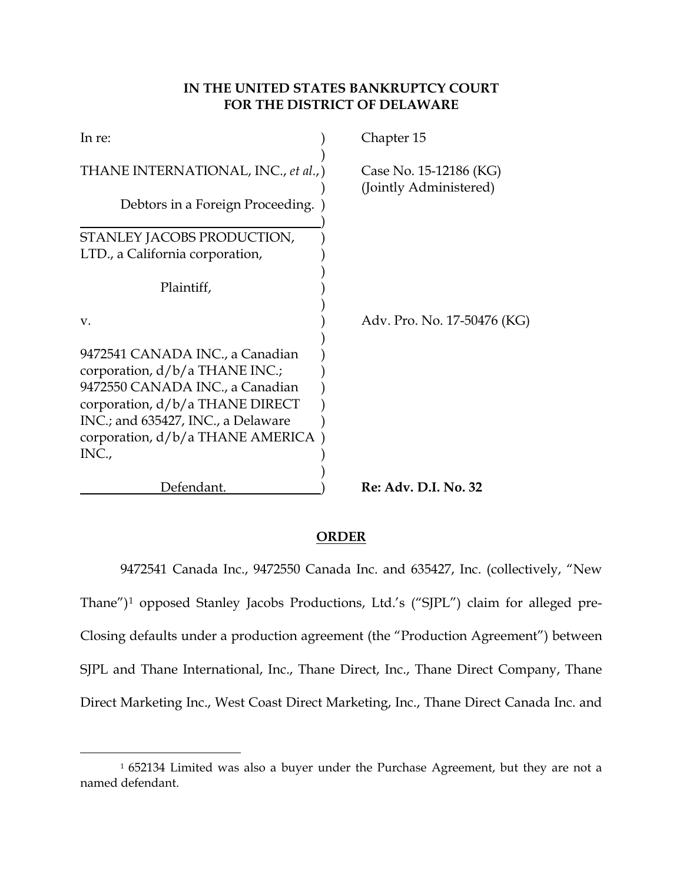# IN THE UNITED STATES BANKRUPTCY COURT FOR THE DISTRICT OF DELAWARE

| | | |
|---|---|---|
| In re: | ) | Chapter 15 |
| | ) | |
| THANE INTERNATIONAL, INC., *et al.*, | ) | Case No. 15-12186 (KG) |
| | ) | (Jointly Administered) |
| Debtors in a Foreign Proceeding. | ) | |
| | ) | |
| STANLEY JACOBS PRODUCTION, LTD., a California corporation, | ) | |
| | ) | |
| Plaintiff, | ) | |
| | ) | |
| v. | ) | Adv. Pro. No. 17-50476 (KG) |
| | ) | |
| 9472541 CANADA INC., a Canadian corporation, d/b/a THANE INC.; 9472550 CANADA INC., a Canadian corporation, d/b/a THANE DIRECT INC.; and 635427, INC., a Delaware corporation, d/b/a THANE AMERICA INC., | ) | |
| | ) | |
| Defendant. | ) | **Re: Adv. D.I. No. 32** |

## ORDER

9472541 Canada Inc., 9472550 Canada Inc. and 635427, Inc. (collectively, "New Thane")[1] opposed Stanley Jacobs Productions, Ltd.'s ("SJPL") claim for alleged pre-Closing defaults under a production agreement (the "Production Agreement") between SJPL and Thane International, Inc., Thane Direct, Inc., Thane Direct Company, Thane Direct Marketing Inc., West Coast Direct Marketing, Inc., Thane Direct Canada Inc. and

[1] 652134 Limited was also a buyer under the Purchase Agreement, but they are not a named defendant.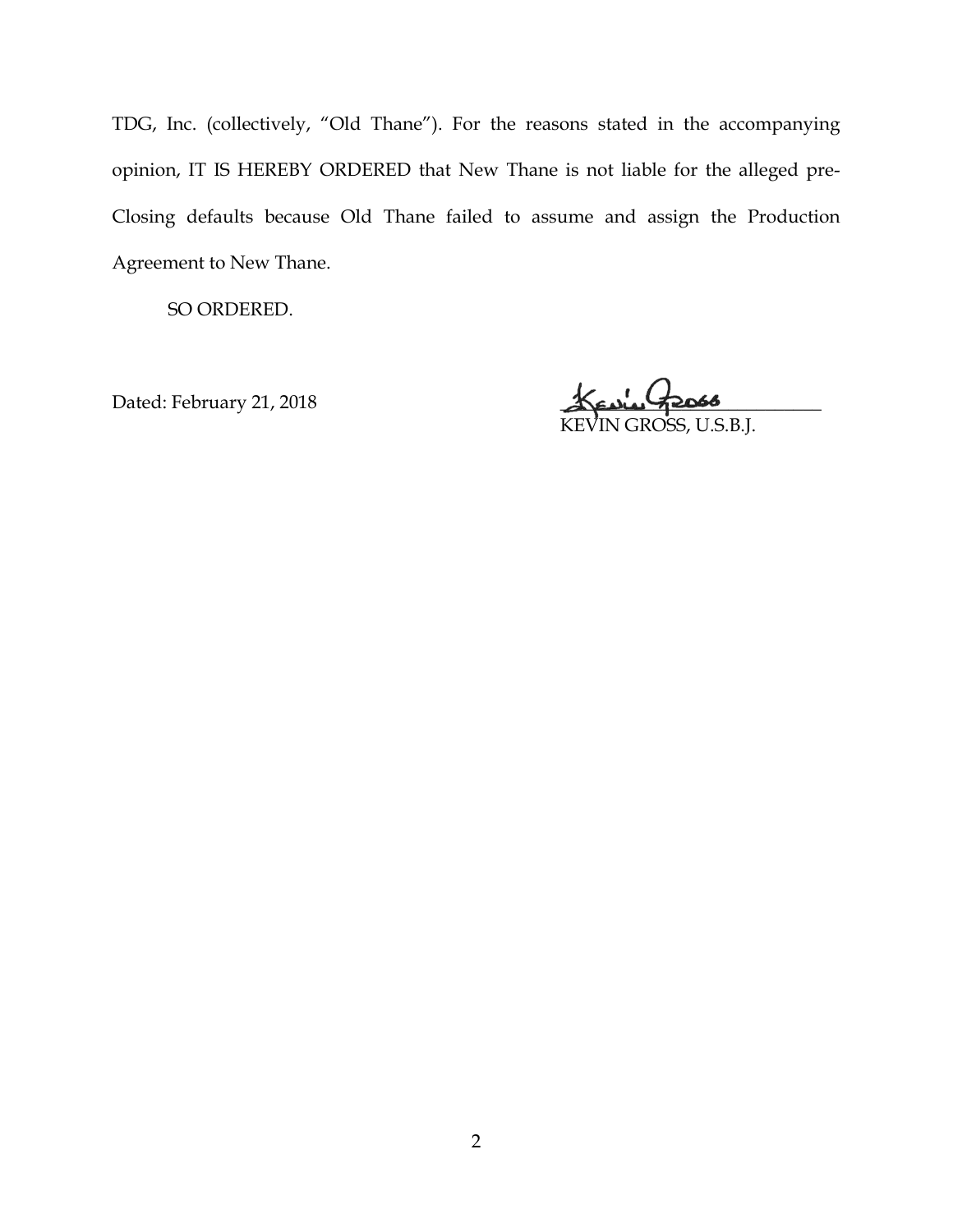TDG, Inc. (collectively, "Old Thane"). For the reasons stated in the accompanying opinion, IT IS HEREBY ORDERED that New Thane is not liable for the alleged pre-Closing defaults because Old Thane failed to assume and assign the Production Agreement to New Thane.

SO ORDERED.

Dated: February 21, 2018

KEVIN GROSS, U.S.B.J.